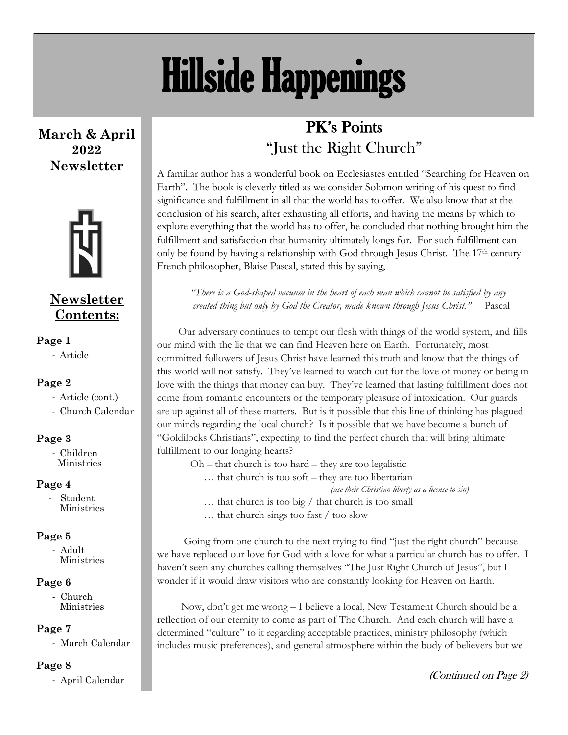# Hillside Happenings

**March & April 2022 Newsletter**

**Newsletter Contents:**

**Page 1**
- Article

**Page 2**
- Article (cont.)
- Church Calendar

**Page 3**
- Children Ministries

**Page 4**
- Student Ministries

**Page 5**
- Adult Ministries

**Page 6**
- Church Ministries

**Page 7**
- March Calendar

**Page 8**
- April Calendar

## PK's Points

### "Just the Right Church"

A familiar author has a wonderful book on Ecclesiastes entitled "Searching for Heaven on Earth". The book is cleverly titled as we consider Solomon writing of his quest to find significance and fulfillment in all that the world has to offer. We also know that at the conclusion of his search, after exhausting all efforts, and having the means by which to explore everything that the world has to offer, he concluded that nothing brought him the fulfillment and satisfaction that humanity ultimately longs for. For such fulfillment can only be found by having a relationship with God through Jesus Christ. The 17th century French philosopher, Blaise Pascal, stated this by saying,

> *"There is a God-shaped vacuum in the heart of each man which cannot be satisfied by any created thing but only by God the Creator, made known through Jesus Christ."* Pascal

Our adversary continues to tempt our flesh with things of the world system, and fills our mind with the lie that we can find Heaven here on Earth. Fortunately, most committed followers of Jesus Christ have learned this truth and know that the things of this world will not satisfy. They've learned to watch out for the love of money or being in love with the things that money can buy. They've learned that lasting fulfillment does not come from romantic encounters or the temporary pleasure of intoxication. Our guards are up against all of these matters. But is it possible that this line of thinking has plagued our minds regarding the local church? Is it possible that we have become a bunch of "Goldilocks Christians", expecting to find the perfect church that will bring ultimate fulfillment to our longing hearts?

Oh – that church is too hard – they are too legalistic
… that church is too soft – they are too libertarian
*(use their Christian liberty as a license to sin)*
… that church is too big / that church is too small
… that church sings too fast / too slow

Going from one church to the next trying to find "just the right church" because we have replaced our love for God with a love for what a particular church has to offer. I haven't seen any churches calling themselves "The Just Right Church of Jesus", but I wonder if it would draw visitors who are constantly looking for Heaven on Earth.

Now, don't get me wrong – I believe a local, New Testament Church should be a reflection of our eternity to come as part of The Church. And each church will have a determined "culture" to it regarding acceptable practices, ministry philosophy (which includes music preferences), and general atmosphere within the body of believers but we

(Continued on Page 2)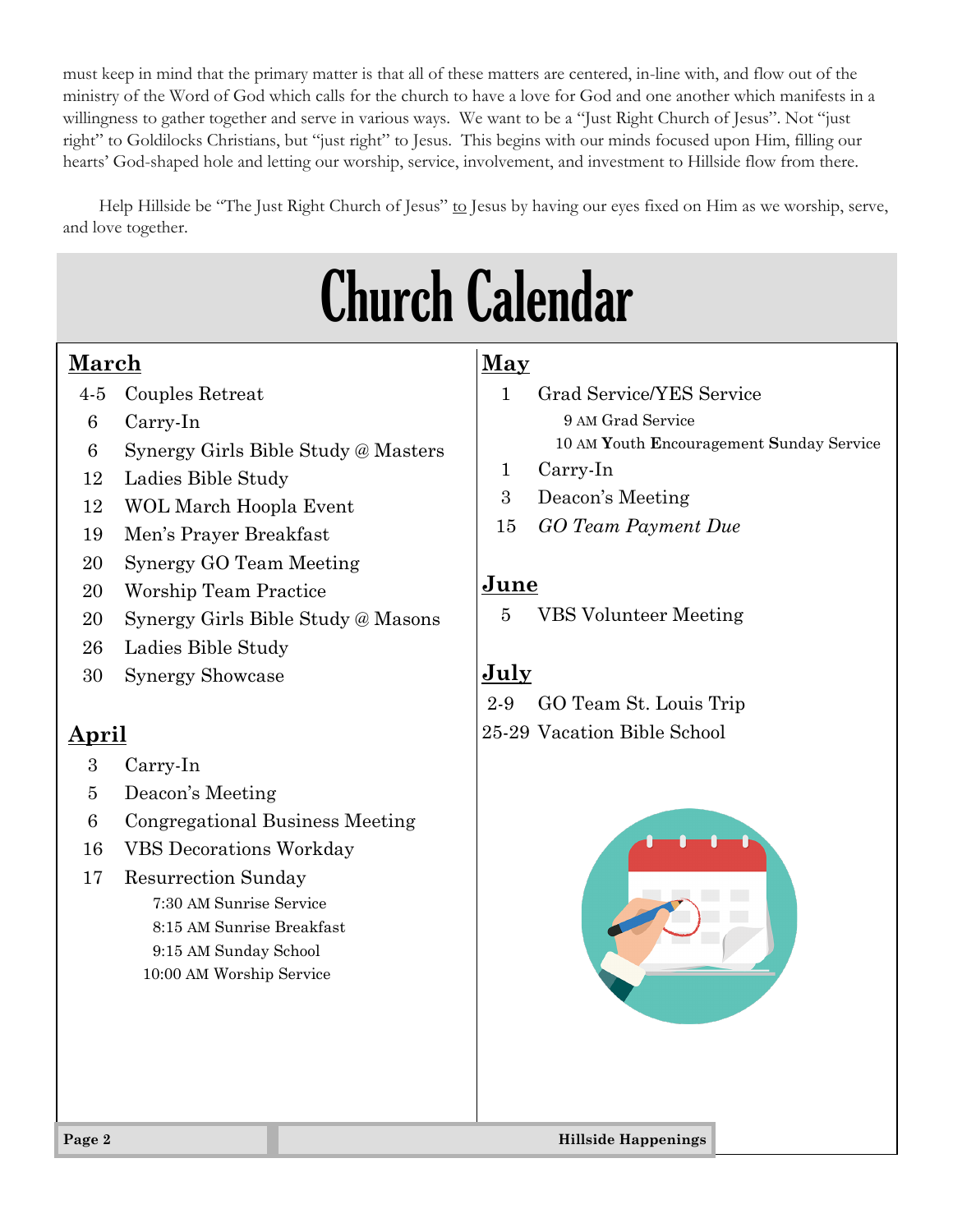must keep in mind that the primary matter is that all of these matters are centered, in-line with, and flow out of the ministry of the Word of God which calls for the church to have a love for God and one another which manifests in a willingness to gather together and serve in various ways. We want to be a "Just Right Church of Jesus". Not "just right" to Goldilocks Christians, but "just right" to Jesus. This begins with our minds focused upon Him, filling our hearts' God-shaped hole and letting our worship, service, involvement, and investment to Hillside flow from there.

Help Hillside be "The Just Right Church of Jesus" to Jesus by having our eyes fixed on Him as we worship, serve, and love together.

# Church Calendar

## March

- 4-5 Couples Retreat
- 6 Carry-In
- 6 Synergy Girls Bible Study @ Masters
- 12 Ladies Bible Study
- 12 WOL March Hoopla Event
- 19 Men's Prayer Breakfast
- 20 Synergy GO Team Meeting
- 20 Worship Team Practice
- 20 Synergy Girls Bible Study @ Masons
- 26 Ladies Bible Study
- 30 Synergy Showcase

## April

- 3 Carry-In
- 5 Deacon's Meeting
- 6 Congregational Business Meeting
- 16 VBS Decorations Workday
- 17 Resurrection Sunday
  - 7:30 AM Sunrise Service
  - 8:15 AM Sunrise Breakfast
  - 9:15 AM Sunday School
  - 10:00 AM Worship Service

## May

- 1 Grad Service/YES Service
  - 9 AM Grad Service
  - 10 AM **Y**outh **E**ncouragement **S**unday Service
- 1 Carry-In
- 3 Deacon's Meeting
- 15 *GO Team Payment Due*

## June

- 5 VBS Volunteer Meeting

## July

- 2-9 GO Team St. Louis Trip
- 25-29 Vacation Bible School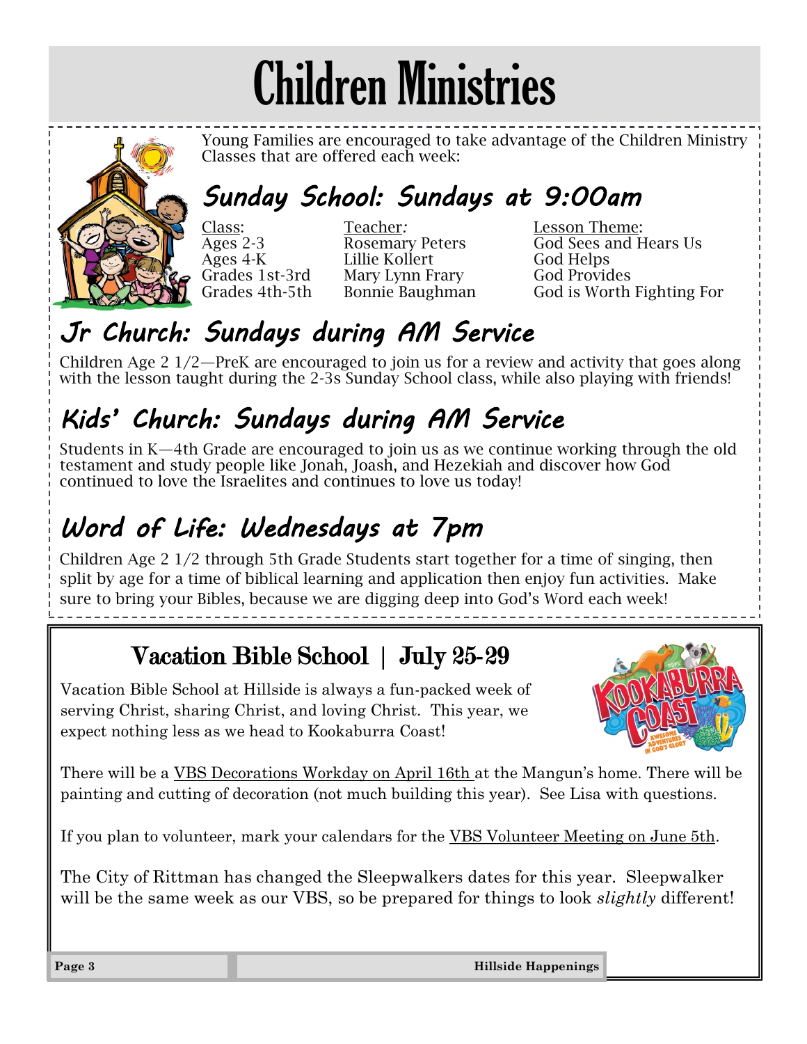# Children Ministries

Young Families are encouraged to take advantage of the Children Ministry Classes that are offered each week:

## Sunday School: Sundays at 9:00am

| Class: | Teacher: | Lesson Theme: |
|---|---|---|
| Ages 2-3 | Rosemary Peters | God Sees and Hears Us |
| Ages 4-K | Lillie Kollert | God Helps |
| Grades 1st-3rd | Mary Lynn Frary | God Provides |
| Grades 4th-5th | Bonnie Baughman | God is Worth Fighting For |

## Jr Church: Sundays during AM Service

Children Age 2 1/2—PreK are encouraged to join us for a review and activity that goes along with the lesson taught during the 2-3s Sunday School class, while also playing with friends!

## Kids' Church: Sundays during AM Service

Students in K—4th Grade are encouraged to join us as we continue working through the old testament and study people like Jonah, Joash, and Hezekiah and discover how God continued to love the Israelites and continues to love us today!

## Word of Life: Wednesdays at 7pm

Children Age 2 1/2 through 5th Grade Students start together for a time of singing, then split by age for a time of biblical learning and application then enjoy fun activities. Make sure to bring your Bibles, because we are digging deep into God's Word each week!

## Vacation Bible School | July 25-29

Vacation Bible School at Hillside is always a fun-packed week of serving Christ, sharing Christ, and loving Christ. This year, we expect nothing less as we head to Kookaburra Coast!

There will be a VBS Decorations Workday on April 16th at the Mangun's home. There will be painting and cutting of decoration (not much building this year). See Lisa with questions.

If you plan to volunteer, mark your calendars for the VBS Volunteer Meeting on June 5th.

The City of Rittman has changed the Sleepwalkers dates for this year. Sleepwalker will be the same week as our VBS, so be prepared for things to look *slightly* different!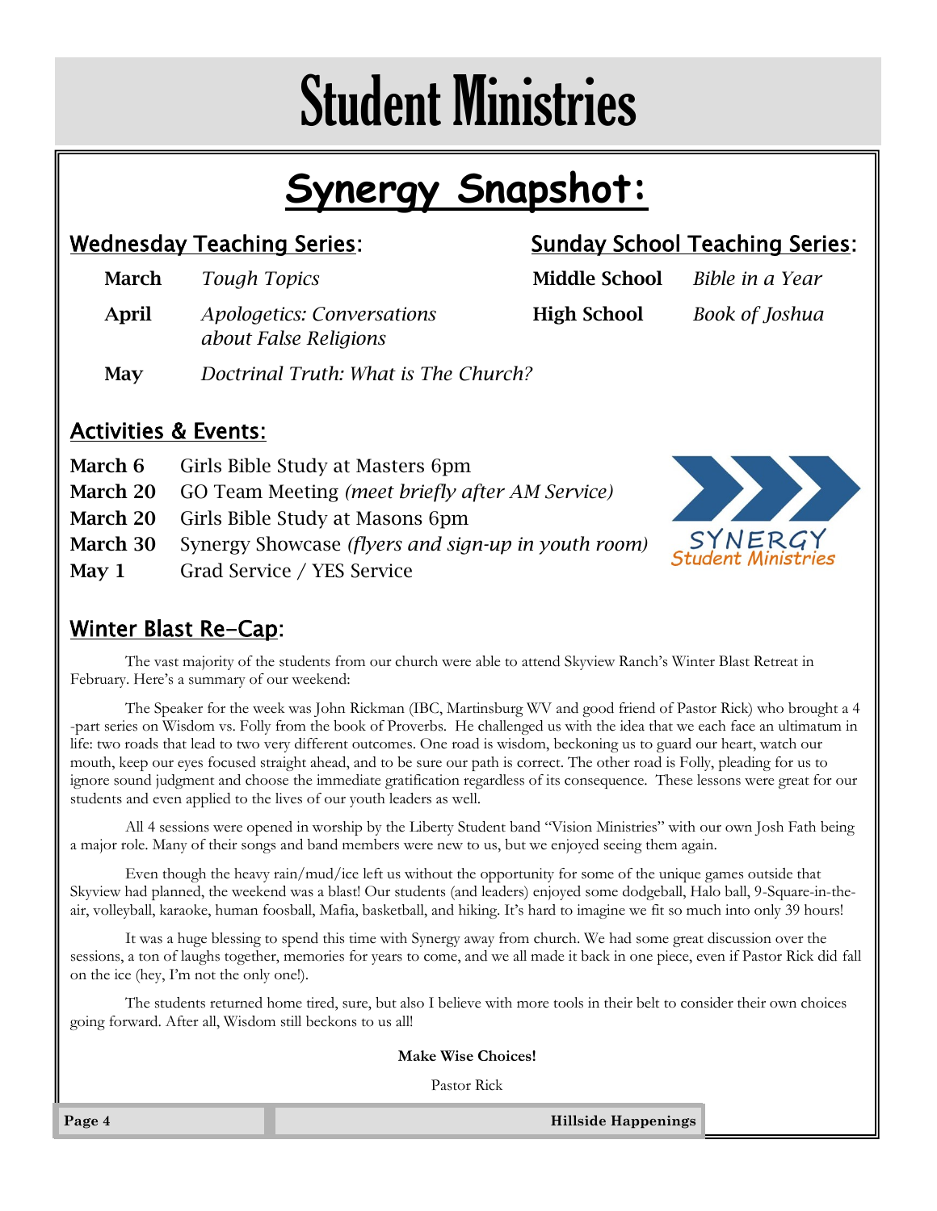# Student Ministries

## Synergy Snapshot:

### Wednesday Teaching Series:

| | |
|---|---|
| **March** | *Tough Topics* |
| **April** | *Apologetics: Conversations about False Religions* |
| **May** | *Doctrinal Truth: What is The Church?* |

### Sunday School Teaching Series:

| | |
|---|---|
| **Middle School** | *Bible in a Year* |
| **High School** | *Book of Joshua* |

### Activities & Events:

| | |
|---|---|
| **March 6** | Girls Bible Study at Masters 6pm |
| **March 20** | GO Team Meeting *(meet briefly after AM Service)* |
| **March 20** | Girls Bible Study at Masons 6pm |
| **March 30** | Synergy Showcase *(flyers and sign-up in youth room)* |
| **May 1** | Grad Service / YES Service |

SYNERGY
Student Ministries

### Winter Blast Re-Cap:

The vast majority of the students from our church were able to attend Skyview Ranch's Winter Blast Retreat in February. Here's a summary of our weekend:

The Speaker for the week was John Rickman (IBC, Martinsburg WV and good friend of Pastor Rick) who brought a 4-part series on Wisdom vs. Folly from the book of Proverbs. He challenged us with the idea that we each face an ultimatum in life: two roads that lead to two very different outcomes. One road is wisdom, beckoning us to guard our heart, watch our mouth, keep our eyes focused straight ahead, and to be sure our path is correct. The other road is Folly, pleading for us to ignore sound judgment and choose the immediate gratification regardless of its consequence. These lessons were great for our students and even applied to the lives of our youth leaders as well.

All 4 sessions were opened in worship by the Liberty Student band "Vision Ministries" with our own Josh Fath being a major role. Many of their songs and band members were new to us, but we enjoyed seeing them again.

Even though the heavy rain/mud/ice left us without the opportunity for some of the unique games outside that Skyview had planned, the weekend was a blast! Our students (and leaders) enjoyed some dodgeball, Halo ball, 9-Square-in-the-air, volleyball, karaoke, human foosball, Mafia, basketball, and hiking. It's hard to imagine we fit so much into only 39 hours!

It was a huge blessing to spend this time with Synergy away from church. We had some great discussion over the sessions, a ton of laughs together, memories for years to come, and we all made it back in one piece, even if Pastor Rick did fall on the ice (hey, I'm not the only one!).

The students returned home tired, sure, but also I believe with more tools in their belt to consider their own choices going forward. After all, Wisdom still beckons to us all!

**Make Wise Choices!**

Pastor Rick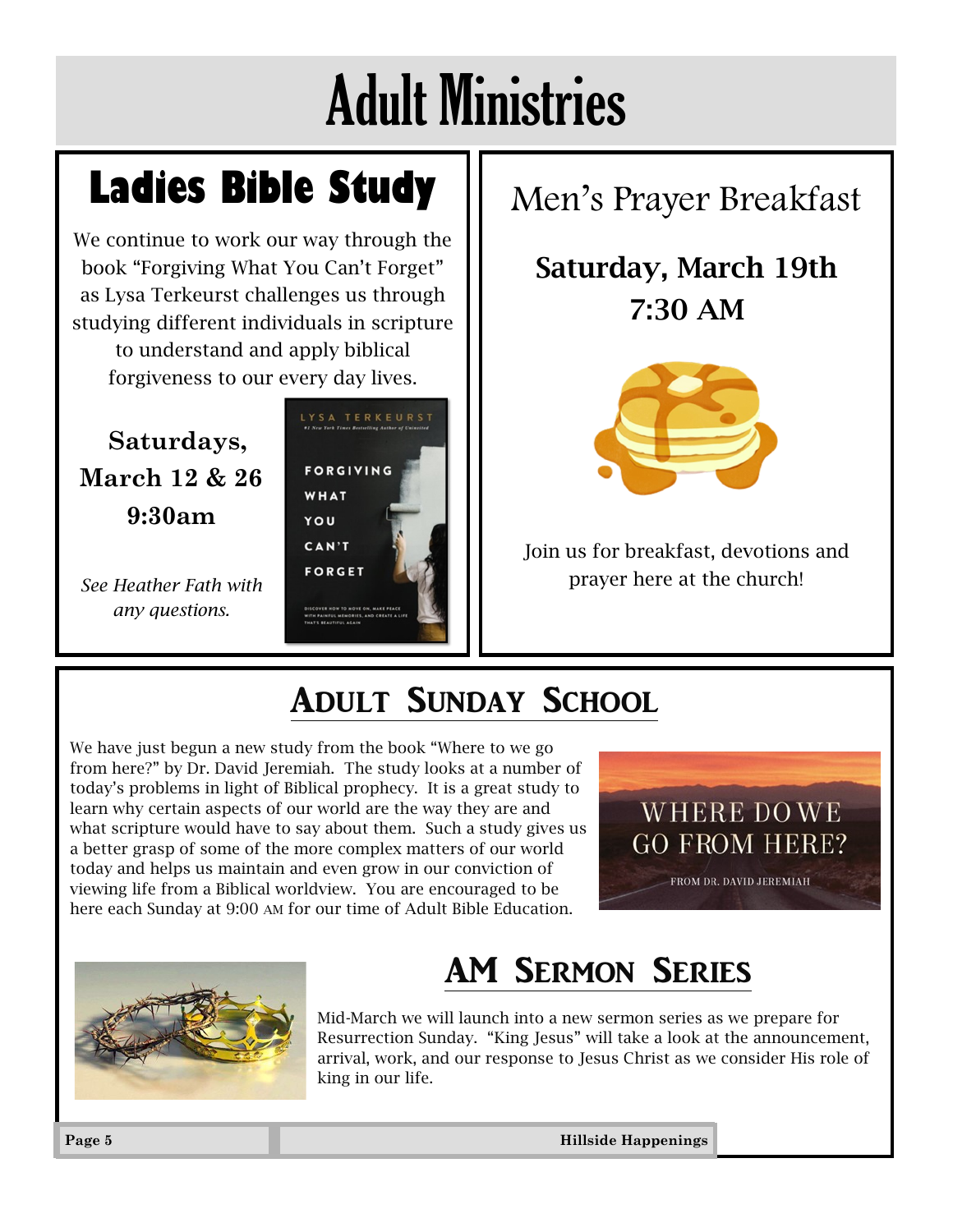# Adult Ministries

## Ladies Bible Study

We continue to work our way through the book "Forgiving What You Can't Forget" as Lysa Terkeurst challenges us through studying different individuals in scripture to understand and apply biblical forgiveness to our every day lives.

**Saturdays, March 12 & 26**
**9:30am**

*See Heather Fath with any questions.*

## Men's Prayer Breakfast

**Saturday, March 19th**
**7:30 AM**

Join us for breakfast, devotions and prayer here at the church!

## Adult Sunday School

We have just begun a new study from the book "Where to we go from here?" by Dr. David Jeremiah. The study looks at a number of today's problems in light of Biblical prophecy. It is a great study to learn why certain aspects of our world are the way they are and what scripture would have to say about them. Such a study gives us a better grasp of some of the more complex matters of our world today and helps us maintain and even grow in our conviction of viewing life from a Biblical worldview. You are encouraged to be here each Sunday at 9:00 AM for our time of Adult Bible Education.

## AM Sermon Series

Mid-March we will launch into a new sermon series as we prepare for Resurrection Sunday. "King Jesus" will take a look at the announcement, arrival, work, and our response to Jesus Christ as we consider His role of king in our life.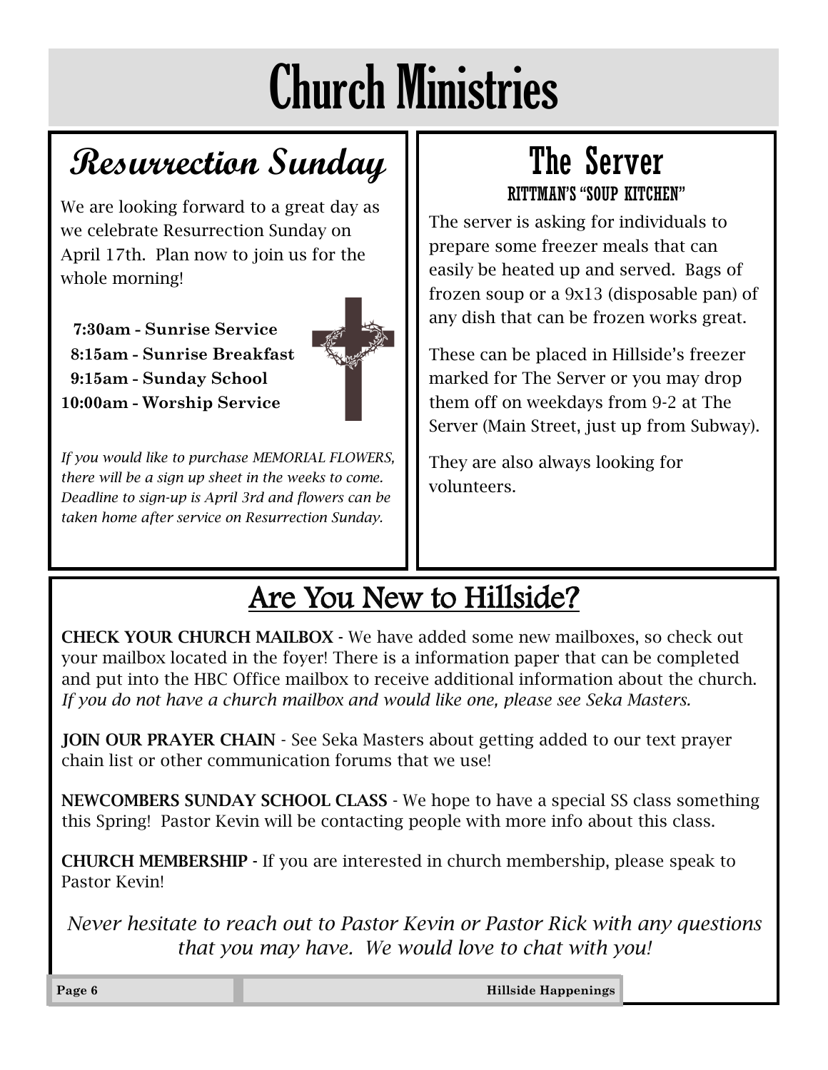# Church Ministries

## Resurrection Sunday

We are looking forward to a great day as we celebrate Resurrection Sunday on April 17th. Plan now to join us for the whole morning!

**7:30am - Sunrise Service**
**8:15am - Sunrise Breakfast**
**9:15am - Sunday School**
**10:00am - Worship Service**

*If you would like to purchase MEMORIAL FLOWERS, there will be a sign up sheet in the weeks to come. Deadline to sign-up is April 3rd and flowers can be taken home after service on Resurrection Sunday.*

## The Server

### RITTMAN'S "SOUP KITCHEN"

The server is asking for individuals to prepare some freezer meals that can easily be heated up and served. Bags of frozen soup or a 9x13 (disposable pan) of any dish that can be frozen works great.

These can be placed in Hillside's freezer marked for The Server or you may drop them off on weekdays from 9-2 at The Server (Main Street, just up from Subway).

They are also always looking for volunteers.

## Are You New to Hillside?

**CHECK YOUR CHURCH MAILBOX** - We have added some new mailboxes, so check out your mailbox located in the foyer! There is a information paper that can be completed and put into the HBC Office mailbox to receive additional information about the church. *If you do not have a church mailbox and would like one, please see Seka Masters.*

**JOIN OUR PRAYER CHAIN** - See Seka Masters about getting added to our text prayer chain list or other communication forums that we use!

**NEWCOMBERS SUNDAY SCHOOL CLASS** - We hope to have a special SS class something this Spring! Pastor Kevin will be contacting people with more info about this class.

**CHURCH MEMBERSHIP** - If you are interested in church membership, please speak to Pastor Kevin!

*Never hesitate to reach out to Pastor Kevin or Pastor Rick with any questions that you may have. We would love to chat with you!*